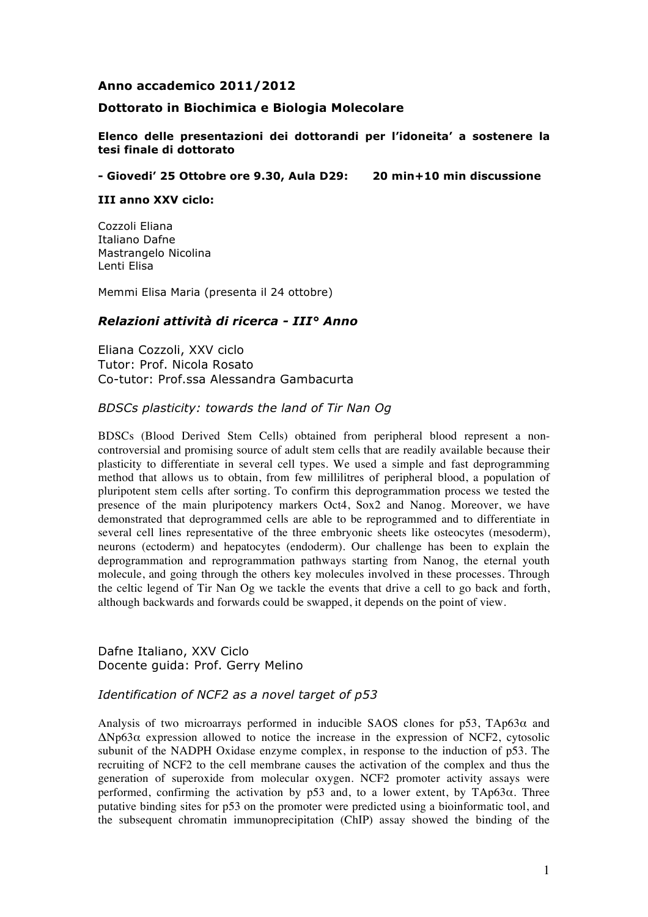**Anno accademico 2011/2012**

**Dottorato in Biochimica e Biologia Molecolare**

**Elenco delle presentazioni dei dottorandi per l'idoneita' a sostenere la tesi finale di dottorato**

**- Giovedi' 25 Ottobre ore 9.30, Aula D29: 20 min+10 min discussione**

**III anno XXV ciclo:**

Cozzoli Eliana
Italiano Dafne
Mastrangelo Nicolina
Lenti Elisa

Memmi Elisa Maria (presenta il 24 ottobre)

## *Relazioni attività di ricerca - III° Anno*

Eliana Cozzoli, XXV ciclo
Tutor: Prof. Nicola Rosato
Co-tutor: Prof.ssa Alessandra Gambacurta

*BDSCs plasticity: towards the land of Tir Nan Og*

BDSCs (Blood Derived Stem Cells) obtained from peripheral blood represent a non-controversial and promising source of adult stem cells that are readily available because their plasticity to differentiate in several cell types. We used a simple and fast deprogramming method that allows us to obtain, from few millilitres of peripheral blood, a population of pluripotent stem cells after sorting. To confirm this deprogrammation process we tested the presence of the main pluripotency markers Oct4, Sox2 and Nanog. Moreover, we have demonstrated that deprogrammed cells are able to be reprogrammed and to differentiate in several cell lines representative of the three embryonic sheets like osteocytes (mesoderm), neurons (ectoderm) and hepatocytes (endoderm). Our challenge has been to explain the deprogrammation and reprogrammation pathways starting from Nanog, the eternal youth molecule, and going through the others key molecules involved in these processes. Through the celtic legend of Tir Nan Og we tackle the events that drive a cell to go back and forth, although backwards and forwards could be swapped, it depends on the point of view.

Dafne Italiano, XXV Ciclo
Docente guida: Prof. Gerry Melino

*Identification of NCF2 as a novel target of p53*

Analysis of two microarrays performed in inducible SAOS clones for p53, TAp63$\alpha$ and $\Delta$Np63$\alpha$ expression allowed to notice the increase in the expression of NCF2, cytosolic subunit of the NADPH Oxidase enzyme complex, in response to the induction of p53. The recruiting of NCF2 to the cell membrane causes the activation of the complex and thus the generation of superoxide from molecular oxygen. NCF2 promoter activity assays were performed, confirming the activation by p53 and, to a lower extent, by TAp63$\alpha$. Three putative binding sites for p53 on the promoter were predicted using a bioinformatic tool, and the subsequent chromatin immunoprecipitation (ChIP) assay showed the binding of the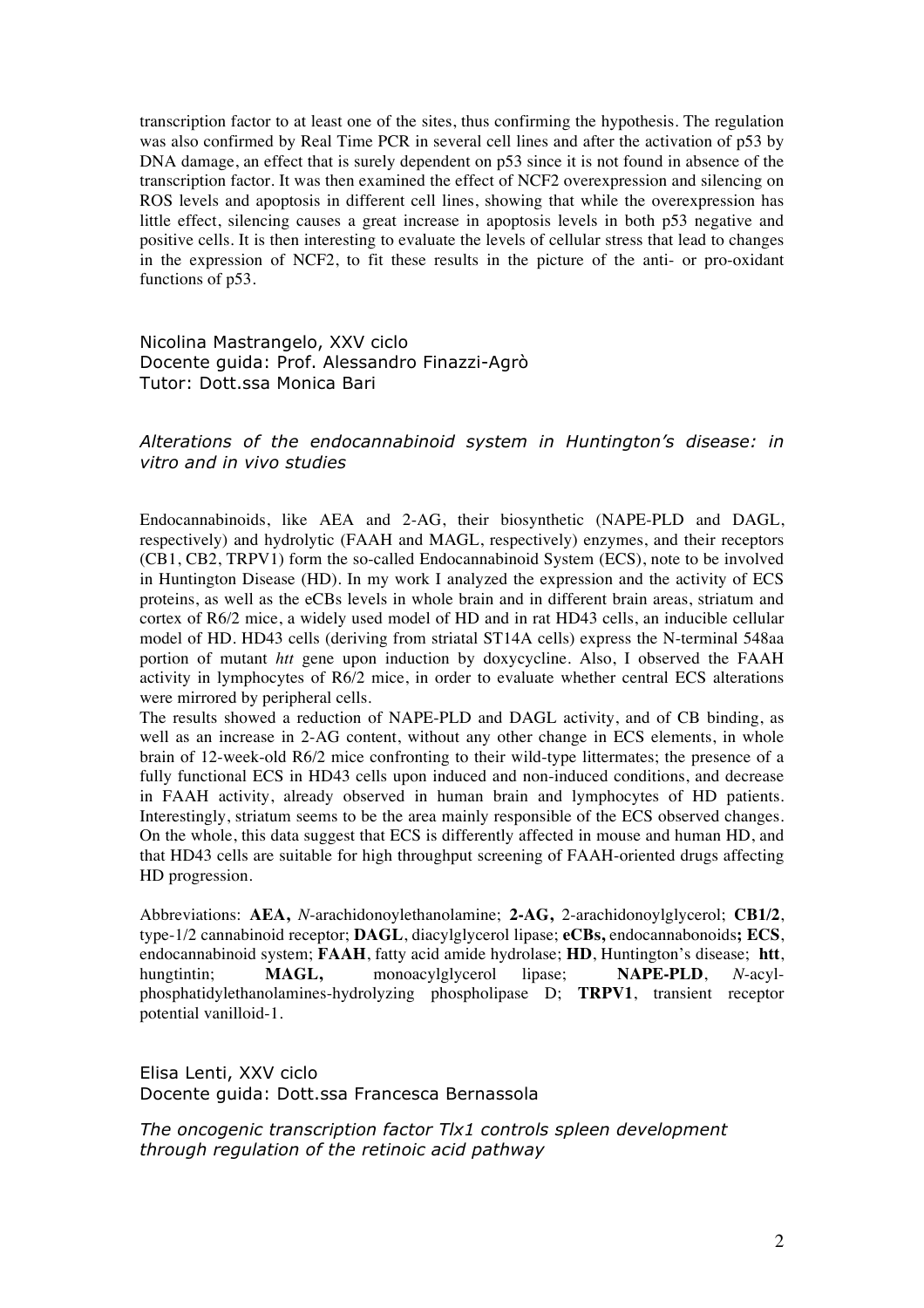transcription factor to at least one of the sites, thus confirming the hypothesis. The regulation was also confirmed by Real Time PCR in several cell lines and after the activation of p53 by DNA damage, an effect that is surely dependent on p53 since it is not found in absence of the transcription factor. It was then examined the effect of NCF2 overexpression and silencing on ROS levels and apoptosis in different cell lines, showing that while the overexpression has little effect, silencing causes a great increase in apoptosis levels in both p53 negative and positive cells. It is then interesting to evaluate the levels of cellular stress that lead to changes in the expression of NCF2, to fit these results in the picture of the anti- or pro-oxidant functions of p53.

Nicolina Mastrangelo, XXV ciclo
Docente guida: Prof. Alessandro Finazzi-Agrò
Tutor: Dott.ssa Monica Bari

*Alterations of the endocannabinoid system in Huntington's disease: in vitro and in vivo studies*

Endocannabinoids, like AEA and 2-AG, their biosynthetic (NAPE-PLD and DAGL, respectively) and hydrolytic (FAAH and MAGL, respectively) enzymes, and their receptors (CB1, CB2, TRPV1) form the so-called Endocannabinoid System (ECS), note to be involved in Huntington Disease (HD). In my work I analyzed the expression and the activity of ECS proteins, as well as the eCBs levels in whole brain and in different brain areas, striatum and cortex of R6/2 mice, a widely used model of HD and in rat HD43 cells, an inducible cellular model of HD. HD43 cells (deriving from striatal ST14A cells) express the N-terminal 548aa portion of mutant *htt* gene upon induction by doxycycline. Also, I observed the FAAH activity in lymphocytes of R6/2 mice, in order to evaluate whether central ECS alterations were mirrored by peripheral cells.

The results showed a reduction of NAPE-PLD and DAGL activity, and of CB binding, as well as an increase in 2-AG content, without any other change in ECS elements, in whole brain of 12-week-old R6/2 mice confronting to their wild-type littermates; the presence of a fully functional ECS in HD43 cells upon induced and non-induced conditions, and decrease in FAAH activity, already observed in human brain and lymphocytes of HD patients. Interestingly, striatum seems to be the area mainly responsible of the ECS observed changes. On the whole, this data suggest that ECS is differently affected in mouse and human HD, and that HD43 cells are suitable for high throughput screening of FAAH-oriented drugs affecting HD progression.

Abbreviations: **AEA,** *N*-arachidonoylethanolamine; **2-AG,** 2-arachidonoylglycerol; **CB1/2**, type-1/2 cannabinoid receptor; **DAGL**, diacylglycerol lipase; **eCBs,** endocannabonoids**; ECS**, endocannabinoid system; **FAAH**, fatty acid amide hydrolase; **HD**, Huntington's disease; **htt**, hungtintin; **MAGL,** monoacylglycerol lipase; **NAPE-PLD**, *N*-acyl-phosphatidylethanolamines-hydrolyzing phospholipase D; **TRPV1**, transient receptor potential vanilloid-1.

Elisa Lenti, XXV ciclo
Docente guida: Dott.ssa Francesca Bernassola

*The oncogenic transcription factor Tlx1 controls spleen development through regulation of the retinoic acid pathway*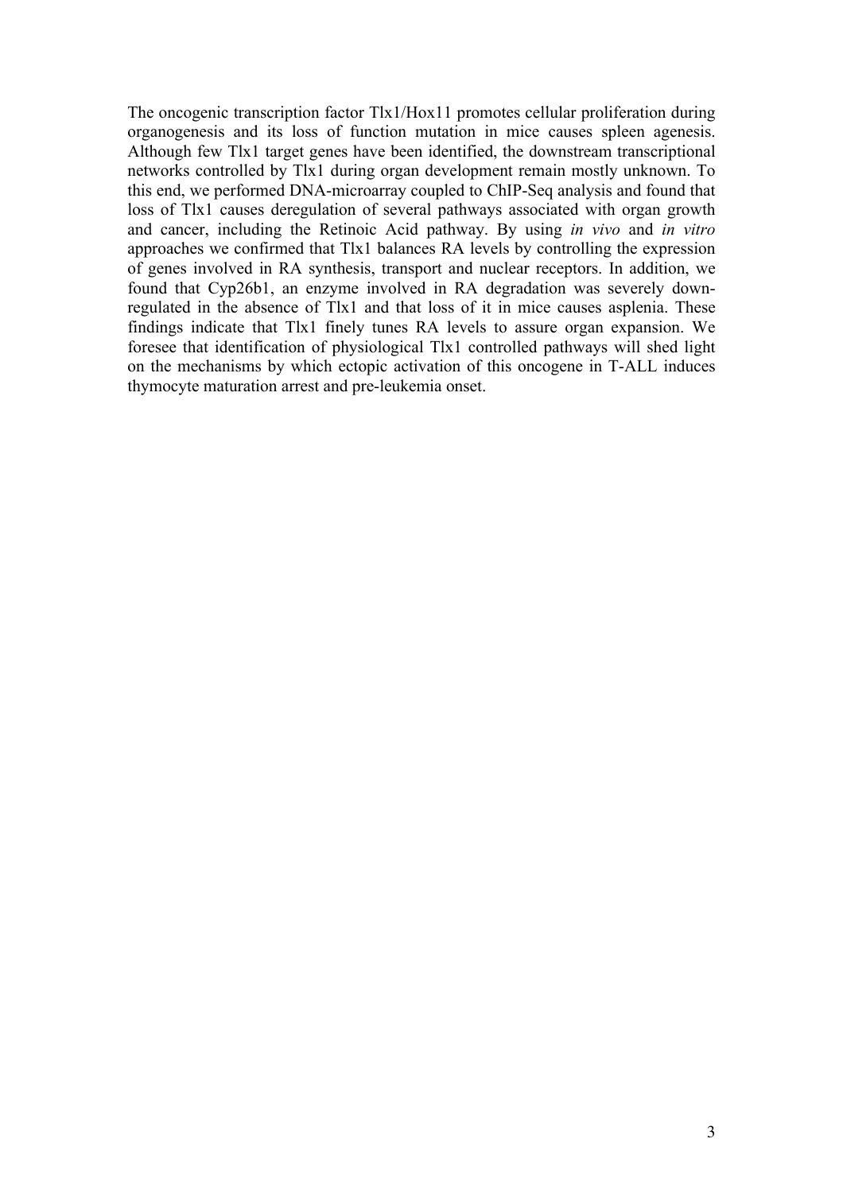The oncogenic transcription factor Tlx1/Hox11 promotes cellular proliferation during organogenesis and its loss of function mutation in mice causes spleen agenesis. Although few Tlx1 target genes have been identified, the downstream transcriptional networks controlled by Tlx1 during organ development remain mostly unknown. To this end, we performed DNA-microarray coupled to ChIP-Seq analysis and found that loss of Tlx1 causes deregulation of several pathways associated with organ growth and cancer, including the Retinoic Acid pathway. By using *in vivo* and *in vitro* approaches we confirmed that Tlx1 balances RA levels by controlling the expression of genes involved in RA synthesis, transport and nuclear receptors. In addition, we found that Cyp26b1, an enzyme involved in RA degradation was severely down-regulated in the absence of Tlx1 and that loss of it in mice causes asplenia. These findings indicate that Tlx1 finely tunes RA levels to assure organ expansion. We foresee that identification of physiological Tlx1 controlled pathways will shed light on the mechanisms by which ectopic activation of this oncogene in T-ALL induces thymocyte maturation arrest and pre-leukemia onset.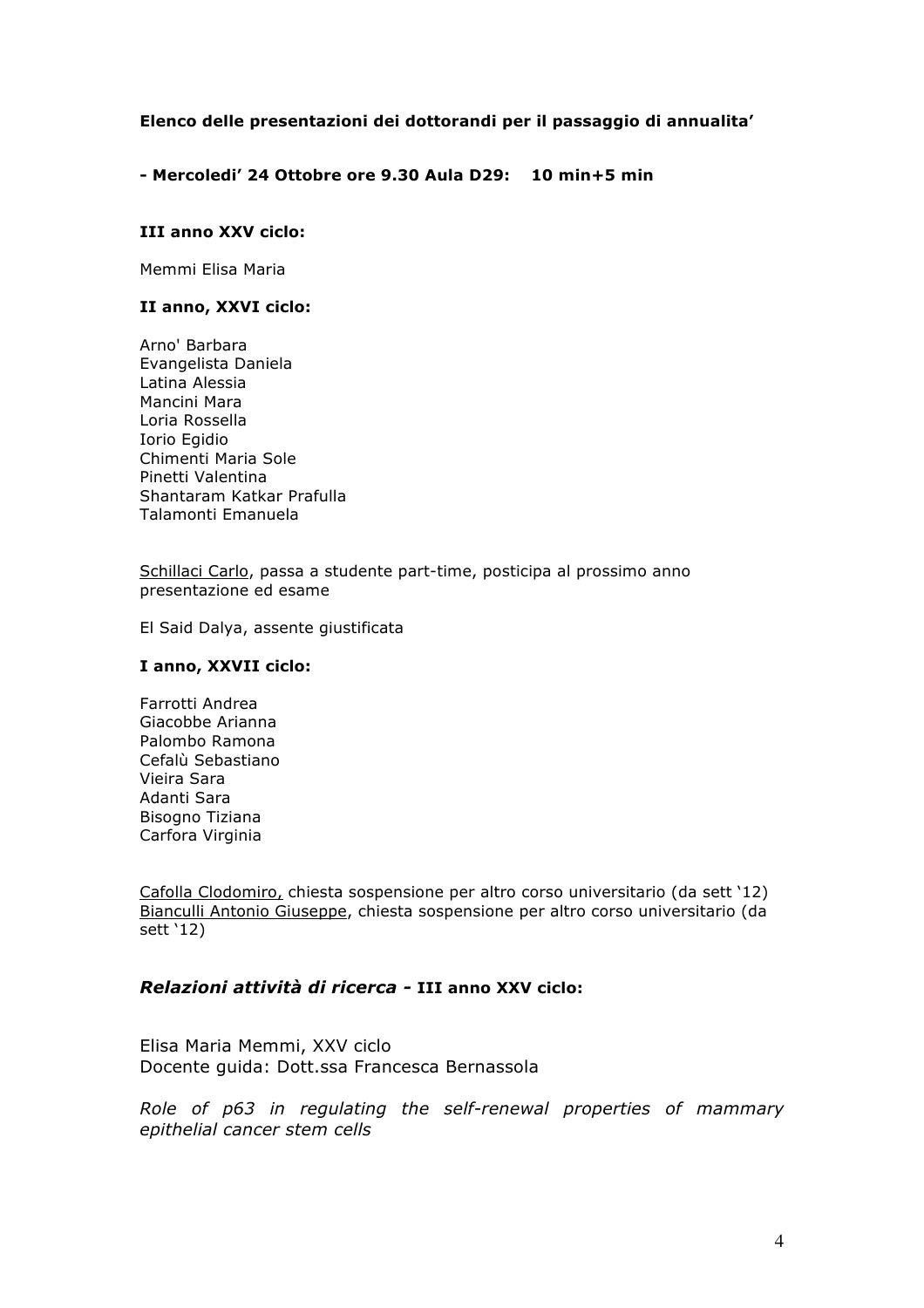**Elenco delle presentazioni dei dottorandi per il passaggio di annualita'**

**- Mercoledi' 24 Ottobre ore 9.30 Aula D29: 10 min+5 min**

**III anno XXV ciclo:**

Memmi Elisa Maria

**II anno, XXVI ciclo:**

Arno' Barbara
Evangelista Daniela
Latina Alessia
Mancini Mara
Loria Rossella
Iorio Egidio
Chimenti Maria Sole
Pinetti Valentina
Shantaram Katkar Prafulla
Talamonti Emanuela

<u>Schillaci Carlo</u>, passa a studente part-time, posticipa al prossimo anno presentazione ed esame

El Said Dalya, assente giustificata

**I anno, XXVII ciclo:**

Farrotti Andrea
Giacobbe Arianna
Palombo Ramona
Cefalù Sebastiano
Vieira Sara
Adanti Sara
Bisogno Tiziana
Carfora Virginia

<u>Cafolla Clodomiro,</u> chiesta sospensione per altro corso universitario (da sett '12)
<u>Bianculli Antonio Giuseppe</u>, chiesta sospensione per altro corso universitario (da sett '12)

## *Relazioni attività di ricerca -* **III anno XXV ciclo:**

Elisa Maria Memmi, XXV ciclo
Docente guida: Dott.ssa Francesca Bernassola

*Role of p63 in regulating the self-renewal properties of mammary epithelial cancer stem cells*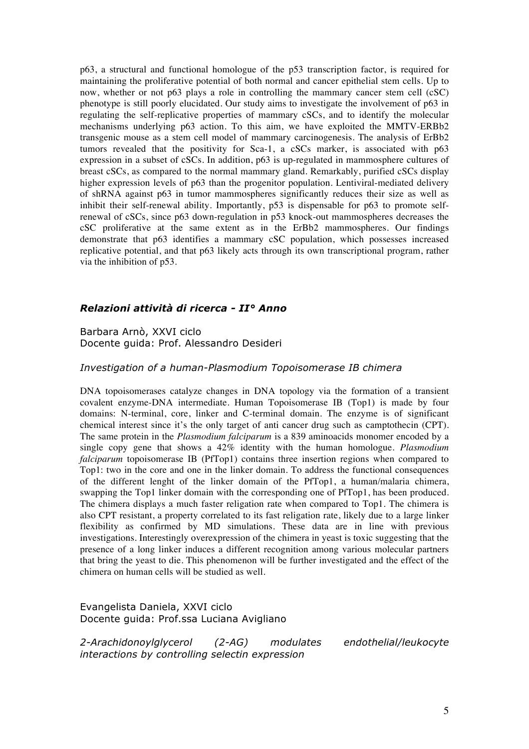p63, a structural and functional homologue of the p53 transcription factor, is required for maintaining the proliferative potential of both normal and cancer epithelial stem cells. Up to now, whether or not p63 plays a role in controlling the mammary cancer stem cell (cSC) phenotype is still poorly elucidated. Our study aims to investigate the involvement of p63 in regulating the self-replicative properties of mammary cSCs, and to identify the molecular mechanisms underlying p63 action. To this aim, we have exploited the MMTV-ERBb2 transgenic mouse as a stem cell model of mammary carcinogenesis. The analysis of ErBb2 tumors revealed that the positivity for Sca-1, a cSCs marker, is associated with p63 expression in a subset of cSCs. In addition, p63 is up-regulated in mammosphere cultures of breast cSCs, as compared to the normal mammary gland. Remarkably, purified cSCs display higher expression levels of p63 than the progenitor population. Lentiviral-mediated delivery of shRNA against p63 in tumor mammospheres significantly reduces their size as well as inhibit their self-renewal ability. Importantly, p53 is dispensable for p63 to promote self-renewal of cSCs, since p63 down-regulation in p53 knock-out mammospheres decreases the cSC proliferative at the same extent as in the ErBb2 mammospheres. Our findings demonstrate that p63 identifies a mammary cSC population, which possesses increased replicative potential, and that p63 likely acts through its own transcriptional program, rather via the inhibition of p53.

## *Relazioni attività di ricerca - II° Anno*

Barbara Arnò, XXVI ciclo
Docente guida: Prof. Alessandro Desideri

*Investigation of a human-Plasmodium Topoisomerase IB chimera*

DNA topoisomerases catalyze changes in DNA topology via the formation of a transient covalent enzyme-DNA intermediate. Human Topoisomerase IB (Top1) is made by four domains: N-terminal, core, linker and C-terminal domain. The enzyme is of significant chemical interest since it's the only target of anti cancer drug such as camptothecin (CPT). The same protein in the *Plasmodium falciparum* is a 839 aminoacids monomer encoded by a single copy gene that shows a 42% identity with the human homologue. *Plasmodium falciparum* topoisomerase IB (PfTop1) contains three insertion regions when compared to Top1: two in the core and one in the linker domain. To address the functional consequences of the different lenght of the linker domain of the PfTop1, a human/malaria chimera, swapping the Top1 linker domain with the corresponding one of PfTop1, has been produced. The chimera displays a much faster religation rate when compared to Top1. The chimera is also CPT resistant, a property correlated to its fast religation rate, likely due to a large linker flexibility as confirmed by MD simulations. These data are in line with previous investigations. Interestingly overexpression of the chimera in yeast is toxic suggesting that the presence of a long linker induces a different recognition among various molecular partners that bring the yeast to die. This phenomenon will be further investigated and the effect of the chimera on human cells will be studied as well.

Evangelista Daniela, XXVI ciclo
Docente guida: Prof.ssa Luciana Avigliano

*2-Arachidonoylglycerol (2-AG) modulates endothelial/leukocyte interactions by controlling selectin expression*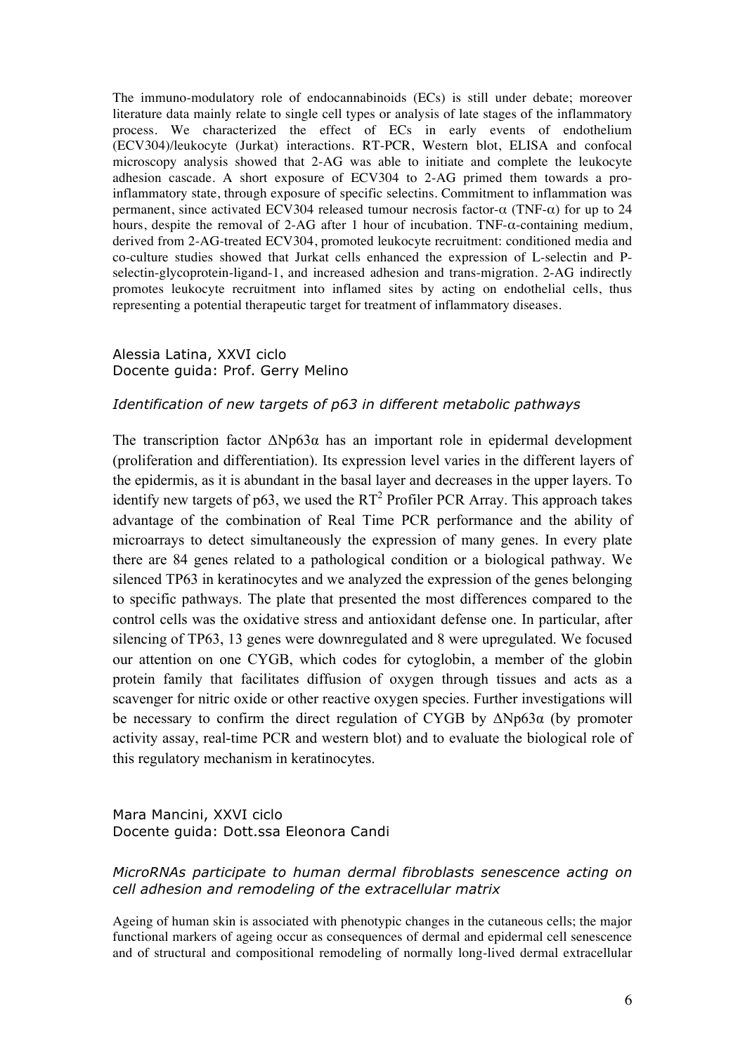The immuno-modulatory role of endocannabinoids (ECs) is still under debate; moreover literature data mainly relate to single cell types or analysis of late stages of the inflammatory process. We characterized the effect of ECs in early events of endothelium (ECV304)/leukocyte (Jurkat) interactions. RT-PCR, Western blot, ELISA and confocal microscopy analysis showed that 2-AG was able to initiate and complete the leukocyte adhesion cascade. A short exposure of ECV304 to 2-AG primed them towards a pro-inflammatory state, through exposure of specific selectins. Commitment to inflammation was permanent, since activated ECV304 released tumour necrosis factor-α (TNF-α) for up to 24 hours, despite the removal of 2-AG after 1 hour of incubation. TNF-α-containing medium, derived from 2-AG-treated ECV304, promoted leukocyte recruitment: conditioned media and co-culture studies showed that Jurkat cells enhanced the expression of L-selectin and P-selectin-glycoprotein-ligand-1, and increased adhesion and trans-migration. 2-AG indirectly promotes leukocyte recruitment into inflamed sites by acting on endothelial cells, thus representing a potential therapeutic target for treatment of inflammatory diseases.

Alessia Latina, XXVI ciclo
Docente guida: Prof. Gerry Melino

*Identification of new targets of p63 in different metabolic pathways*

The transcription factor ΔNp63α has an important role in epidermal development (proliferation and differentiation). Its expression level varies in the different layers of the epidermis, as it is abundant in the basal layer and decreases in the upper layers. To identify new targets of p63, we used the $RT^2$ Profiler PCR Array. This approach takes advantage of the combination of Real Time PCR performance and the ability of microarrays to detect simultaneously the expression of many genes. In every plate there are 84 genes related to a pathological condition or a biological pathway. We silenced TP63 in keratinocytes and we analyzed the expression of the genes belonging to specific pathways. The plate that presented the most differences compared to the control cells was the oxidative stress and antioxidant defense one. In particular, after silencing of TP63, 13 genes were downregulated and 8 were upregulated. We focused our attention on one CYGB, which codes for cytoglobin, a member of the globin protein family that facilitates diffusion of oxygen through tissues and acts as a scavenger for nitric oxide or other reactive oxygen species. Further investigations will be necessary to confirm the direct regulation of CYGB by ΔNp63α (by promoter activity assay, real-time PCR and western blot) and to evaluate the biological role of this regulatory mechanism in keratinocytes.

Mara Mancini, XXVI ciclo
Docente guida: Dott.ssa Eleonora Candi

*MicroRNAs participate to human dermal fibroblasts senescence acting on cell adhesion and remodeling of the extracellular matrix*

Ageing of human skin is associated with phenotypic changes in the cutaneous cells; the major functional markers of ageing occur as consequences of dermal and epidermal cell senescence and of structural and compositional remodeling of normally long-lived dermal extracellular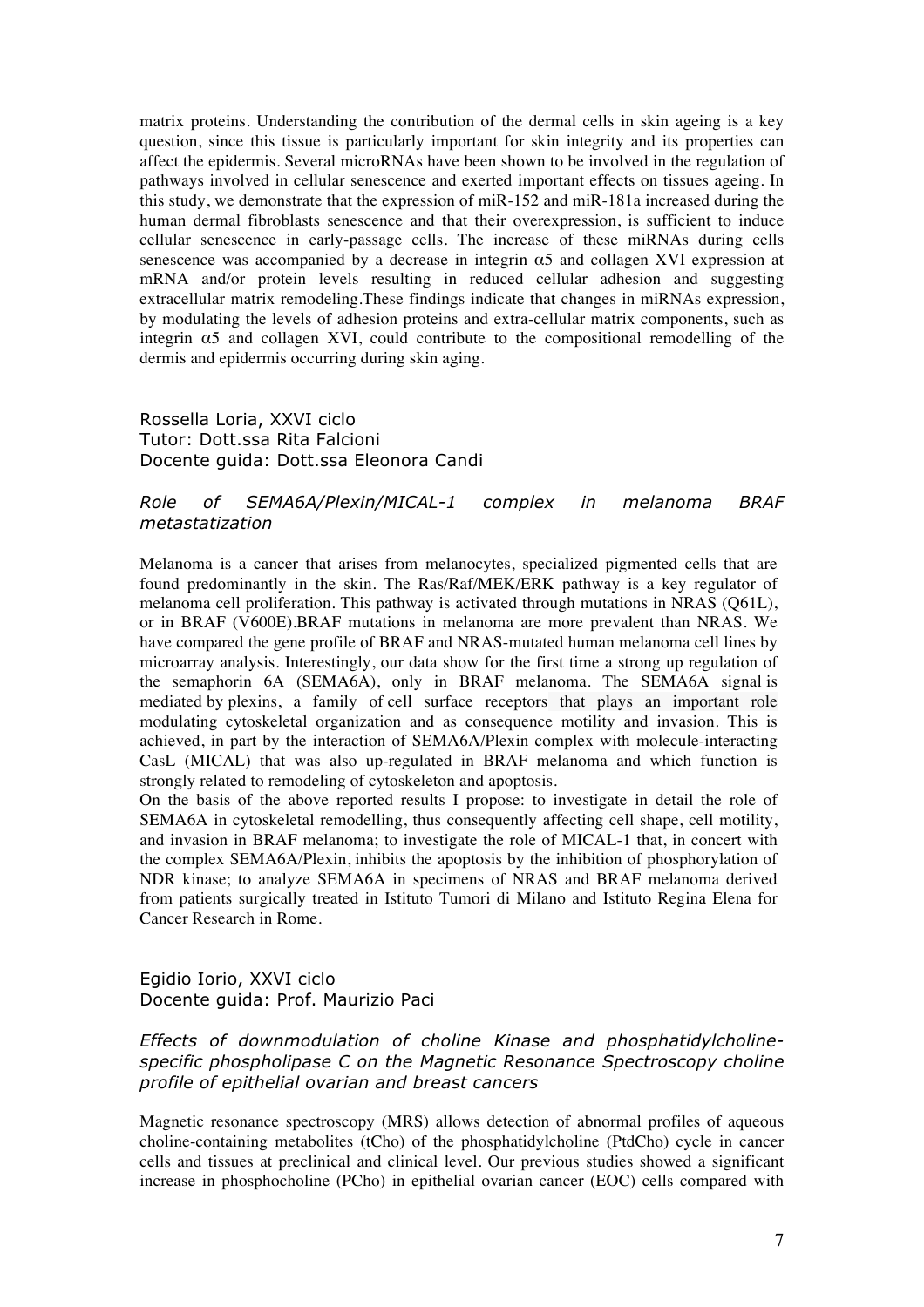matrix proteins. Understanding the contribution of the dermal cells in skin ageing is a key question, since this tissue is particularly important for skin integrity and its properties can affect the epidermis. Several microRNAs have been shown to be involved in the regulation of pathways involved in cellular senescence and exerted important effects on tissues ageing. In this study, we demonstrate that the expression of miR-152 and miR-181a increased during the human dermal fibroblasts senescence and that their overexpression, is sufficient to induce cellular senescence in early-passage cells. The increase of these miRNAs during cells senescence was accompanied by a decrease in integrin $\alpha 5$ and collagen XVI expression at mRNA and/or protein levels resulting in reduced cellular adhesion and suggesting extracellular matrix remodeling.These findings indicate that changes in miRNAs expression, by modulating the levels of adhesion proteins and extra-cellular matrix components, such as integrin $\alpha 5$ and collagen XVI, could contribute to the compositional remodelling of the dermis and epidermis occurring during skin aging.

Rossella Loria, XXVI ciclo
Tutor: Dott.ssa Rita Falcioni
Docente guida: Dott.ssa Eleonora Candi

*Role of SEMA6A/Plexin/MICAL-1 complex in melanoma BRAF metastatization*

Melanoma is a cancer that arises from melanocytes, specialized pigmented cells that are found predominantly in the skin. The Ras/Raf/MEK/ERK pathway is a key regulator of melanoma cell proliferation. This pathway is activated through mutations in NRAS (Q61L), or in BRAF (V600E).BRAF mutations in melanoma are more prevalent than NRAS. We have compared the gene profile of BRAF and NRAS-mutated human melanoma cell lines by microarray analysis. Interestingly, our data show for the first time a strong up regulation of the semaphorin 6A (SEMA6A), only in BRAF melanoma. The SEMA6A signal is mediated by plexins, a family of cell surface receptors that plays an important role modulating cytoskeletal organization and as consequence motility and invasion. This is achieved, in part by the interaction of SEMA6A/Plexin complex with molecule-interacting CasL (MICAL) that was also up-regulated in BRAF melanoma and which function is strongly related to remodeling of cytoskeleton and apoptosis.

On the basis of the above reported results I propose: to investigate in detail the role of SEMA6A in cytoskeletal remodelling, thus consequently affecting cell shape, cell motility, and invasion in BRAF melanoma; to investigate the role of MICAL-1 that, in concert with the complex SEMA6A/Plexin, inhibits the apoptosis by the inhibition of phosphorylation of NDR kinase; to analyze SEMA6A in specimens of NRAS and BRAF melanoma derived from patients surgically treated in Istituto Tumori di Milano and Istituto Regina Elena for Cancer Research in Rome.

Egidio Iorio, XXVI ciclo
Docente guida: Prof. Maurizio Paci

*Effects of downmodulation of choline Kinase and phosphatidylcholine-specific phospholipase C on the Magnetic Resonance Spectroscopy choline profile of epithelial ovarian and breast cancers*

Magnetic resonance spectroscopy (MRS) allows detection of abnormal profiles of aqueous choline-containing metabolites (tCho) of the phosphatidylcholine (PtdCho) cycle in cancer cells and tissues at preclinical and clinical level. Our previous studies showed a significant increase in phosphocholine (PCho) in epithelial ovarian cancer (EOC) cells compared with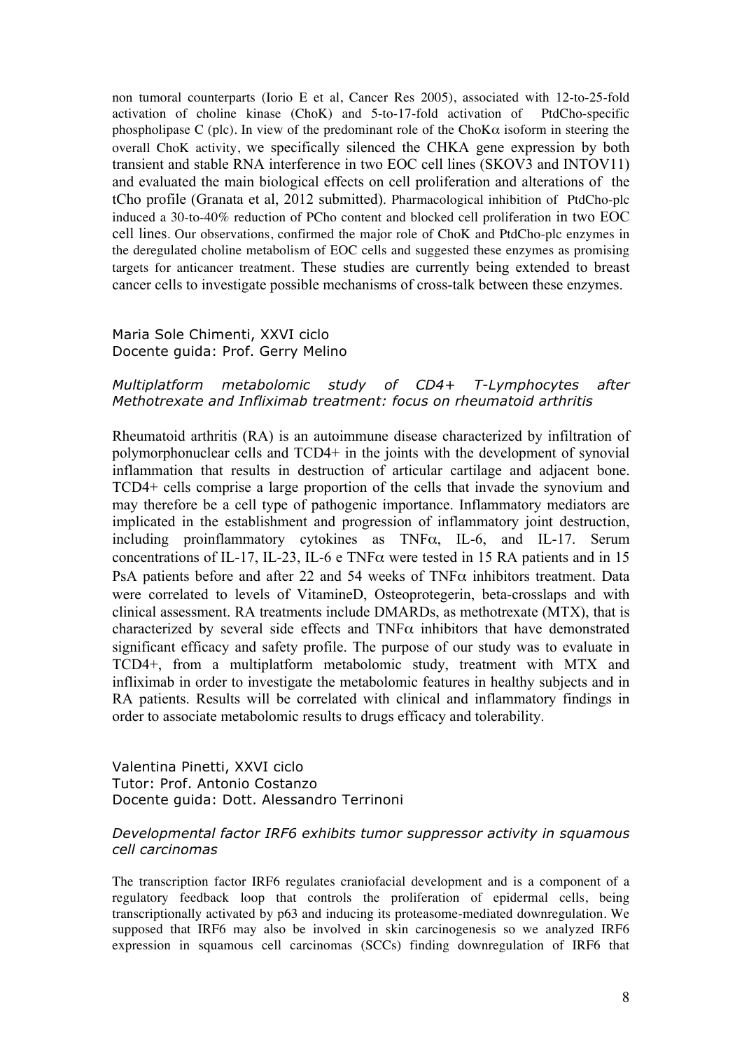non tumoral counterparts (Iorio E et al, Cancer Res 2005), associated with 12-to-25-fold activation of choline kinase (ChoK) and 5-to-17-fold activation of PtdCho-specific phospholipase C (plc). In view of the predominant role of the ChoK$\alpha$ isoform in steering the overall ChoK activity, we specifically silenced the CHKA gene expression by both transient and stable RNA interference in two EOC cell lines (SKOV3 and INTOV11) and evaluated the main biological effects on cell proliferation and alterations of the tCho profile (Granata et al, 2012 submitted). Pharmacological inhibition of PtdCho-plc induced a 30-to-40% reduction of PCho content and blocked cell proliferation in two EOC cell lines. Our observations, confirmed the major role of ChoK and PtdCho-plc enzymes in the deregulated choline metabolism of EOC cells and suggested these enzymes as promising targets for anticancer treatment. These studies are currently being extended to breast cancer cells to investigate possible mechanisms of cross-talk between these enzymes.

Maria Sole Chimenti, XXVI ciclo
Docente guida: Prof. Gerry Melino

*Multiplatform metabolomic study of CD4+ T-Lymphocytes after Methotrexate and Infliximab treatment: focus on rheumatoid arthritis*

Rheumatoid arthritis (RA) is an autoimmune disease characterized by infiltration of polymorphonuclear cells and TCD4+ in the joints with the development of synovial inflammation that results in destruction of articular cartilage and adjacent bone. TCD4+ cells comprise a large proportion of the cells that invade the synovium and may therefore be a cell type of pathogenic importance. Inflammatory mediators are implicated in the establishment and progression of inflammatory joint destruction, including proinflammatory cytokines as TNF$\alpha$, IL-6, and IL-17. Serum concentrations of IL-17, IL-23, IL-6 e TNF$\alpha$ were tested in 15 RA patients and in 15 PsA patients before and after 22 and 54 weeks of TNF$\alpha$ inhibitors treatment. Data were correlated to levels of VitamineD, Osteoprotegerin, beta-crosslaps and with clinical assessment. RA treatments include DMARDs, as methotrexate (MTX), that is characterized by several side effects and TNF$\alpha$ inhibitors that have demonstrated significant efficacy and safety profile. The purpose of our study was to evaluate in TCD4+, from a multiplatform metabolomic study, treatment with MTX and infliximab in order to investigate the metabolomic features in healthy subjects and in RA patients. Results will be correlated with clinical and inflammatory findings in order to associate metabolomic results to drugs efficacy and tolerability.

Valentina Pinetti, XXVI ciclo
Tutor: Prof. Antonio Costanzo
Docente guida: Dott. Alessandro Terrinoni

*Developmental factor IRF6 exhibits tumor suppressor activity in squamous cell carcinomas*

The transcription factor IRF6 regulates craniofacial development and is a component of a regulatory feedback loop that controls the proliferation of epidermal cells, being transcriptionally activated by p63 and inducing its proteasome-mediated downregulation. We supposed that IRF6 may also be involved in skin carcinogenesis so we analyzed IRF6 expression in squamous cell carcinomas (SCCs) finding downregulation of IRF6 that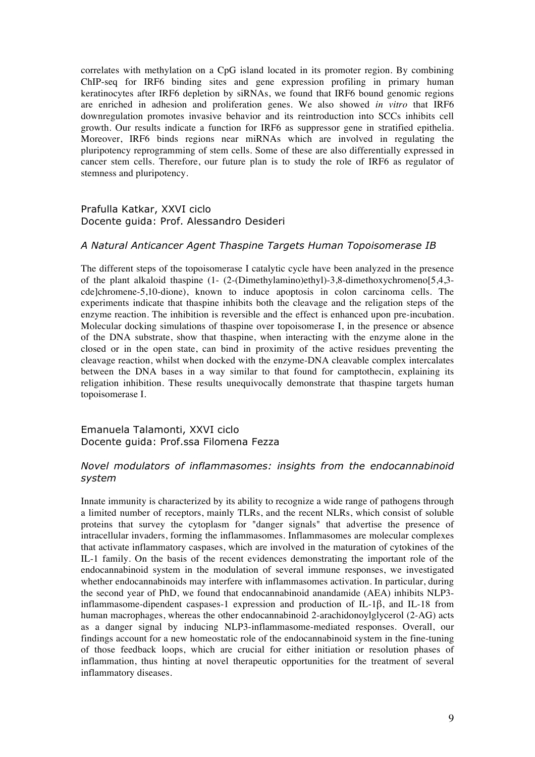correlates with methylation on a CpG island located in its promoter region. By combining ChIP-seq for IRF6 binding sites and gene expression profiling in primary human keratinocytes after IRF6 depletion by siRNAs, we found that IRF6 bound genomic regions are enriched in adhesion and proliferation genes. We also showed *in vitro* that IRF6 downregulation promotes invasive behavior and its reintroduction into SCCs inhibits cell growth. Our results indicate a function for IRF6 as suppressor gene in stratified epithelia. Moreover, IRF6 binds regions near miRNAs which are involved in regulating the pluripotency reprogramming of stem cells. Some of these are also differentially expressed in cancer stem cells. Therefore, our future plan is to study the role of IRF6 as regulator of stemness and pluripotency.

Prafulla Katkar, XXVI ciclo
Docente guida: Prof. Alessandro Desideri

### *A Natural Anticancer Agent Thaspine Targets Human Topoisomerase IB*

The different steps of the topoisomerase I catalytic cycle have been analyzed in the presence of the plant alkaloid thaspine (1- (2-(Dimethylamino)ethyl)-3,8-dimethoxychromeno[5,4,3-cde]chromene-5,10-dione), known to induce apoptosis in colon carcinoma cells. The experiments indicate that thaspine inhibits both the cleavage and the religation steps of the enzyme reaction. The inhibition is reversible and the effect is enhanced upon pre-incubation. Molecular docking simulations of thaspine over topoisomerase I, in the presence or absence of the DNA substrate, show that thaspine, when interacting with the enzyme alone in the closed or in the open state, can bind in proximity of the active residues preventing the cleavage reaction, whilst when docked with the enzyme-DNA cleavable complex intercalates between the DNA bases in a way similar to that found for camptothecin, explaining its religation inhibition. These results unequivocally demonstrate that thaspine targets human topoisomerase I.

Emanuela Talamonti, XXVI ciclo
Docente guida: Prof.ssa Filomena Fezza

### *Novel modulators of inflammasomes: insights from the endocannabinoid system*

Innate immunity is characterized by its ability to recognize a wide range of pathogens through a limited number of receptors, mainly TLRs, and the recent NLRs, which consist of soluble proteins that survey the cytoplasm for "danger signals" that advertise the presence of intracellular invaders, forming the inflammasomes. Inflammasomes are molecular complexes that activate inflammatory caspases, which are involved in the maturation of cytokines of the IL-1 family. On the basis of the recent evidences demonstrating the important role of the endocannabinoid system in the modulation of several immune responses, we investigated whether endocannabinoids may interfere with inflammasomes activation. In particular, during the second year of PhD, we found that endocannabinoid anandamide (AEA) inhibits NLP3-inflammasome-dipendent caspases-1 expression and production of IL-1$\beta$, and IL-18 from human macrophages, whereas the other endocannabinoid 2-arachidonoylglycerol (2-AG) acts as a danger signal by inducing NLP3-inflammasome-mediated responses. Overall, our findings account for a new homeostatic role of the endocannabinoid system in the fine-tuning of those feedback loops, which are crucial for either initiation or resolution phases of inflammation, thus hinting at novel therapeutic opportunities for the treatment of several inflammatory diseases.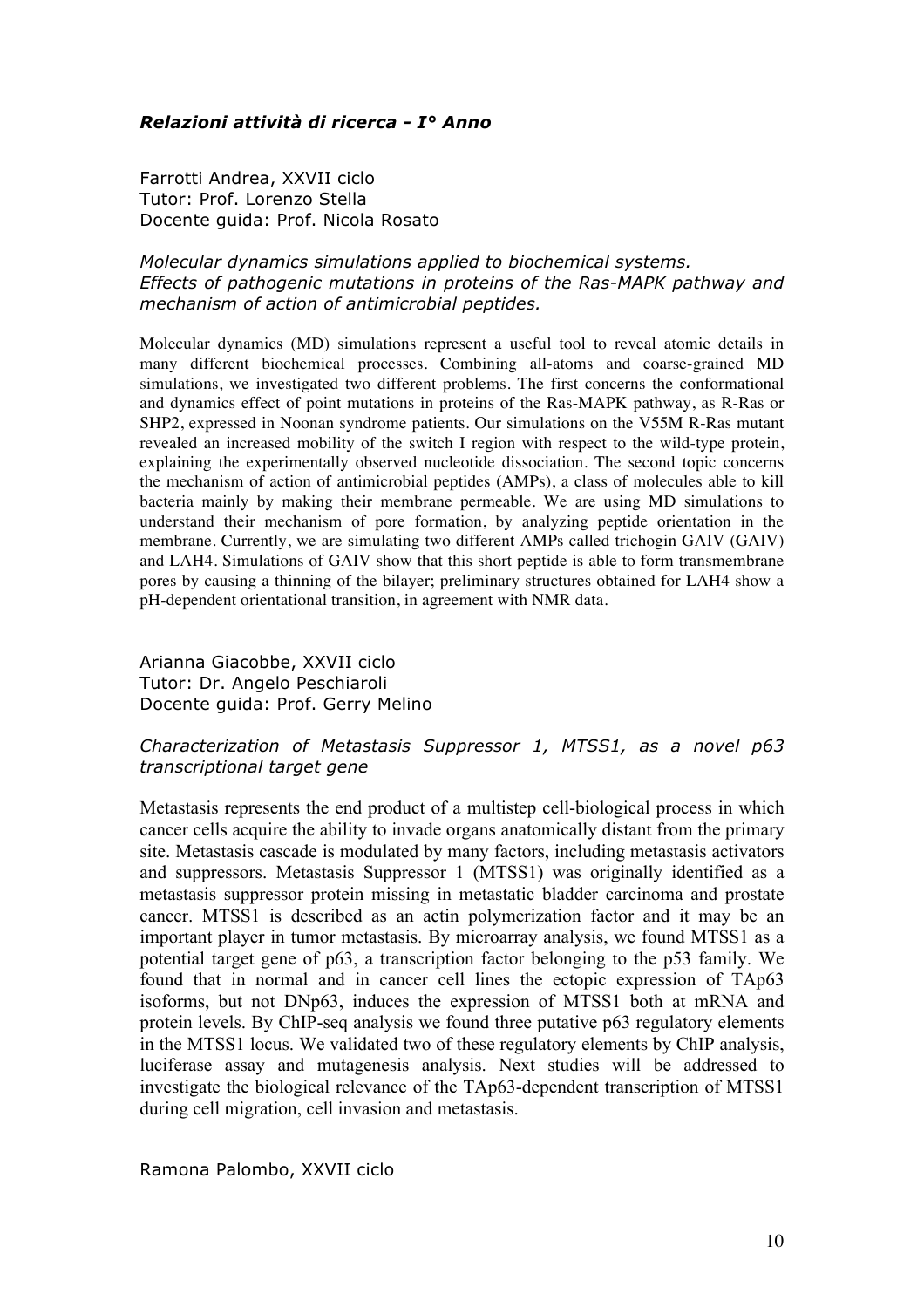### *Relazioni attività di ricerca - I° Anno*

Farrotti Andrea, XXVII ciclo
Tutor: Prof. Lorenzo Stella
Docente guida: Prof. Nicola Rosato

*Molecular dynamics simulations applied to biochemical systems. Effects of pathogenic mutations in proteins of the Ras-MAPK pathway and mechanism of action of antimicrobial peptides.*

Molecular dynamics (MD) simulations represent a useful tool to reveal atomic details in many different biochemical processes. Combining all-atoms and coarse-grained MD simulations, we investigated two different problems. The first concerns the conformational and dynamics effect of point mutations in proteins of the Ras-MAPK pathway, as R-Ras or SHP2, expressed in Noonan syndrome patients. Our simulations on the V55M R-Ras mutant revealed an increased mobility of the switch I region with respect to the wild-type protein, explaining the experimentally observed nucleotide dissociation. The second topic concerns the mechanism of action of antimicrobial peptides (AMPs), a class of molecules able to kill bacteria mainly by making their membrane permeable. We are using MD simulations to understand their mechanism of pore formation, by analyzing peptide orientation in the membrane. Currently, we are simulating two different AMPs called trichogin GAIV (GAIV) and LAH4. Simulations of GAIV show that this short peptide is able to form transmembrane pores by causing a thinning of the bilayer; preliminary structures obtained for LAH4 show a pH-dependent orientational transition, in agreement with NMR data.

Arianna Giacobbe, XXVII ciclo
Tutor: Dr. Angelo Peschiaroli
Docente guida: Prof. Gerry Melino

*Characterization of Metastasis Suppressor 1, MTSS1, as a novel p63 transcriptional target gene*

Metastasis represents the end product of a multistep cell-biological process in which cancer cells acquire the ability to invade organs anatomically distant from the primary site. Metastasis cascade is modulated by many factors, including metastasis activators and suppressors. Metastasis Suppressor 1 (MTSS1) was originally identified as a metastasis suppressor protein missing in metastatic bladder carcinoma and prostate cancer. MTSS1 is described as an actin polymerization factor and it may be an important player in tumor metastasis. By microarray analysis, we found MTSS1 as a potential target gene of p63, a transcription factor belonging to the p53 family. We found that in normal and in cancer cell lines the ectopic expression of TAp63 isoforms, but not DNp63, induces the expression of MTSS1 both at mRNA and protein levels. By ChIP-seq analysis we found three putative p63 regulatory elements in the MTSS1 locus. We validated two of these regulatory elements by ChIP analysis, luciferase assay and mutagenesis analysis. Next studies will be addressed to investigate the biological relevance of the TAp63-dependent transcription of MTSS1 during cell migration, cell invasion and metastasis.

Ramona Palombo, XXVII ciclo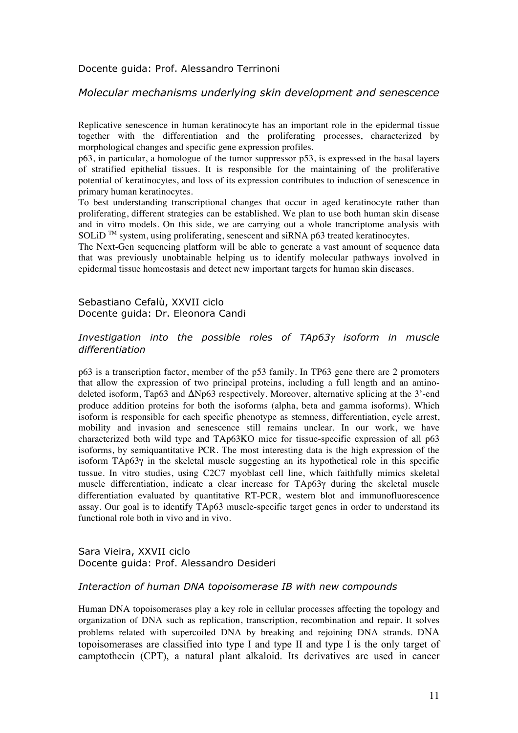Docente guida: Prof. Alessandro Terrinoni

### *Molecular mechanisms underlying skin development and senescence*

Replicative senescence in human keratinocyte has an important role in the epidermal tissue together with the differentiation and the proliferating processes, characterized by morphological changes and specific gene expression profiles.

p63, in particular, a homologue of the tumor suppressor p53, is expressed in the basal layers of stratified epithelial tissues. It is responsible for the maintaining of the proliferative potential of keratinocytes, and loss of its expression contributes to induction of senescence in primary human keratinocytes.

To best understanding transcriptional changes that occur in aged keratinocyte rather than proliferating, different strategies can be established. We plan to use both human skin disease and in vitro models. On this side, we are carrying out a whole trancriptome analysis with SOLiD ™ system, using proliferating, senescent and siRNA p63 treated keratinocytes.

The Next-Gen sequencing platform will be able to generate a vast amount of sequence data that was previously unobtainable helping us to identify molecular pathways involved in epidermal tissue homeostasis and detect new important targets for human skin diseases.

Sebastiano Cefalù, XXVII ciclo
Docente guida: Dr. Eleonora Candi

### *Investigation into the possible roles of TAp63γ isoform in muscle differentiation*

p63 is a transcription factor, member of the p53 family. In TP63 gene there are 2 promoters that allow the expression of two principal proteins, including a full length and an amino-deleted isoform, Tap63 and ΔNp63 respectively. Moreover, alternative splicing at the 3'-end produce addition proteins for both the isoforms (alpha, beta and gamma isoforms). Which isoform is responsible for each specific phenotype as stemness, differentiation, cycle arrest, mobility and invasion and senescence still remains unclear. In our work, we have characterized both wild type and TAp63KO mice for tissue-specific expression of all p63 isoforms, by semiquantitative PCR. The most interesting data is the high expression of the isoform TAp63γ in the skeletal muscle suggesting an its hypothetical role in this specific tussue. In vitro studies, using C2C7 myoblast cell line, which faithfully mimics skeletal muscle differentiation, indicate a clear increase for TAp63γ during the skeletal muscle differentiation evaluated by quantitative RT-PCR, western blot and immunofluorescence assay. Our goal is to identify TAp63 muscle-specific target genes in order to understand its functional role both in vivo and in vivo.

Sara Vieira, XXVII ciclo
Docente guida: Prof. Alessandro Desideri

### *Interaction of human DNA topoisomerase IB with new compounds*

Human DNA topoisomerases play a key role in cellular processes affecting the topology and organization of DNA such as replication, transcription, recombination and repair. It solves problems related with supercoiled DNA by breaking and rejoining DNA strands. DNA topoisomerases are classified into type I and type II and type I is the only target of camptothecin (CPT), a natural plant alkaloid. Its derivatives are used in cancer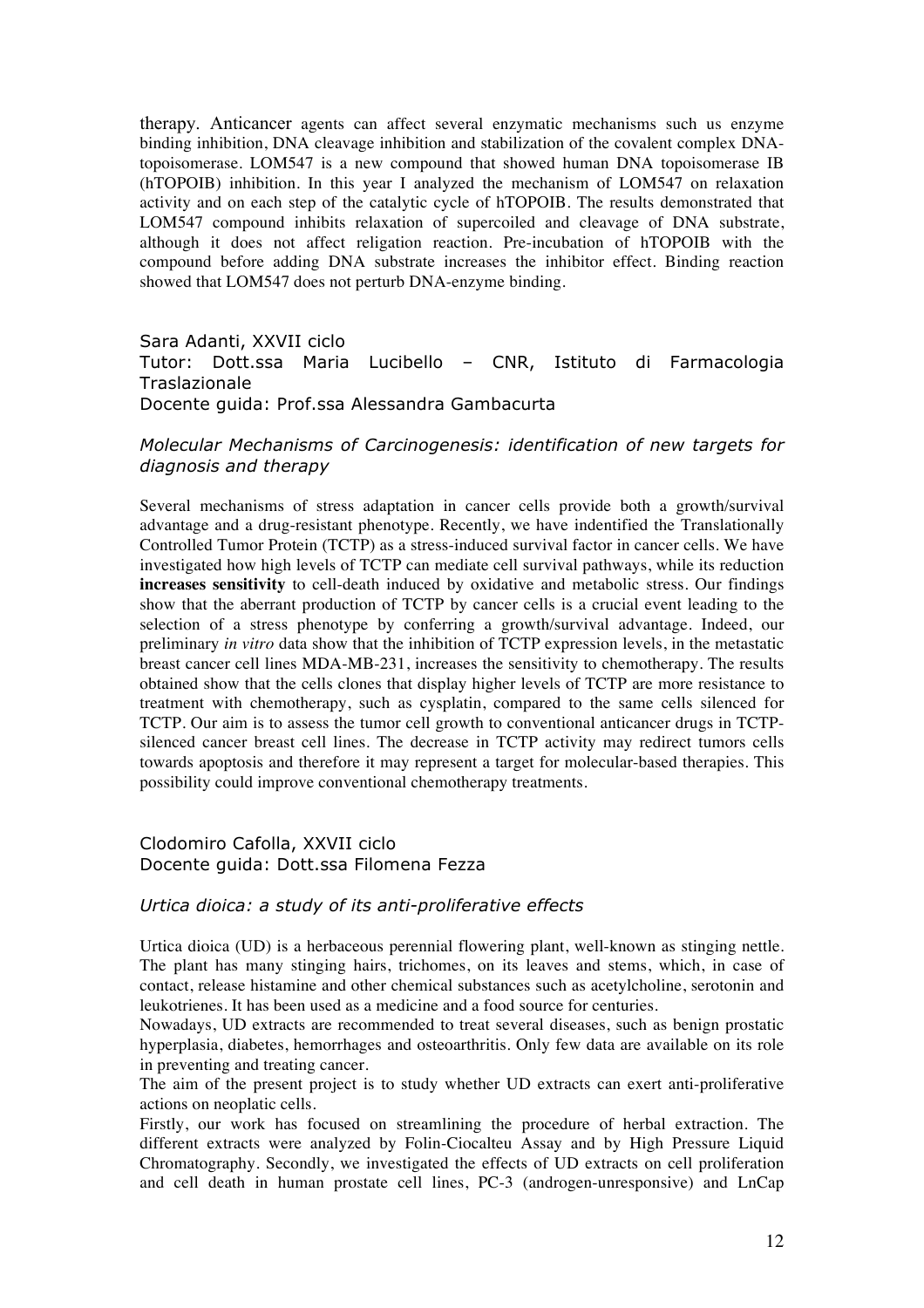therapy. Anticancer agents can affect several enzymatic mechanisms such us enzyme binding inhibition, DNA cleavage inhibition and stabilization of the covalent complex DNA-topoisomerase. LOM547 is a new compound that showed human DNA topoisomerase IB (hTOPOIB) inhibition. In this year I analyzed the mechanism of LOM547 on relaxation activity and on each step of the catalytic cycle of hTOPOIB. The results demonstrated that LOM547 compound inhibits relaxation of supercoiled and cleavage of DNA substrate, although it does not affect religation reaction. Pre-incubation of hTOPOIB with the compound before adding DNA substrate increases the inhibitor effect. Binding reaction showed that LOM547 does not perturb DNA-enzyme binding.

Sara Adanti, XXVII ciclo
Tutor: Dott.ssa Maria Lucibello – CNR, Istituto di Farmacologia Traslazionale
Docente guida: Prof.ssa Alessandra Gambacurta

*Molecular Mechanisms of Carcinogenesis: identification of new targets for diagnosis and therapy*

Several mechanisms of stress adaptation in cancer cells provide both a growth/survival advantage and a drug-resistant phenotype. Recently, we have indentified the Translationally Controlled Tumor Protein (TCTP) as a stress-induced survival factor in cancer cells. We have investigated how high levels of TCTP can mediate cell survival pathways, while its reduction **increases sensitivity** to cell-death induced by oxidative and metabolic stress. Our findings show that the aberrant production of TCTP by cancer cells is a crucial event leading to the selection of a stress phenotype by conferring a growth/survival advantage. Indeed, our preliminary *in vitro* data show that the inhibition of TCTP expression levels, in the metastatic breast cancer cell lines MDA-MB-231, increases the sensitivity to chemotherapy. The results obtained show that the cells clones that display higher levels of TCTP are more resistance to treatment with chemotherapy, such as cysplatin, compared to the same cells silenced for TCTP. Our aim is to assess the tumor cell growth to conventional anticancer drugs in TCTP-silenced cancer breast cell lines. The decrease in TCTP activity may redirect tumors cells towards apoptosis and therefore it may represent a target for molecular-based therapies. This possibility could improve conventional chemotherapy treatments.

Clodomiro Cafolla, XXVII ciclo
Docente guida: Dott.ssa Filomena Fezza

*Urtica dioica: a study of its anti-proliferative effects*

Urtica dioica (UD) is a herbaceous perennial flowering plant, well-known as stinging nettle. The plant has many stinging hairs, trichomes, on its leaves and stems, which, in case of contact, release histamine and other chemical substances such as acetylcholine, serotonin and leukotrienes. It has been used as a medicine and a food source for centuries.

Nowadays, UD extracts are recommended to treat several diseases, such as benign prostatic hyperplasia, diabetes, hemorrhages and osteoarthritis. Only few data are available on its role in preventing and treating cancer.

The aim of the present project is to study whether UD extracts can exert anti-proliferative actions on neoplatic cells.

Firstly, our work has focused on streamlining the procedure of herbal extraction. The different extracts were analyzed by Folin-Ciocalteu Assay and by High Pressure Liquid Chromatography. Secondly, we investigated the effects of UD extracts on cell proliferation and cell death in human prostate cell lines, PC-3 (androgen-unresponsive) and LnCap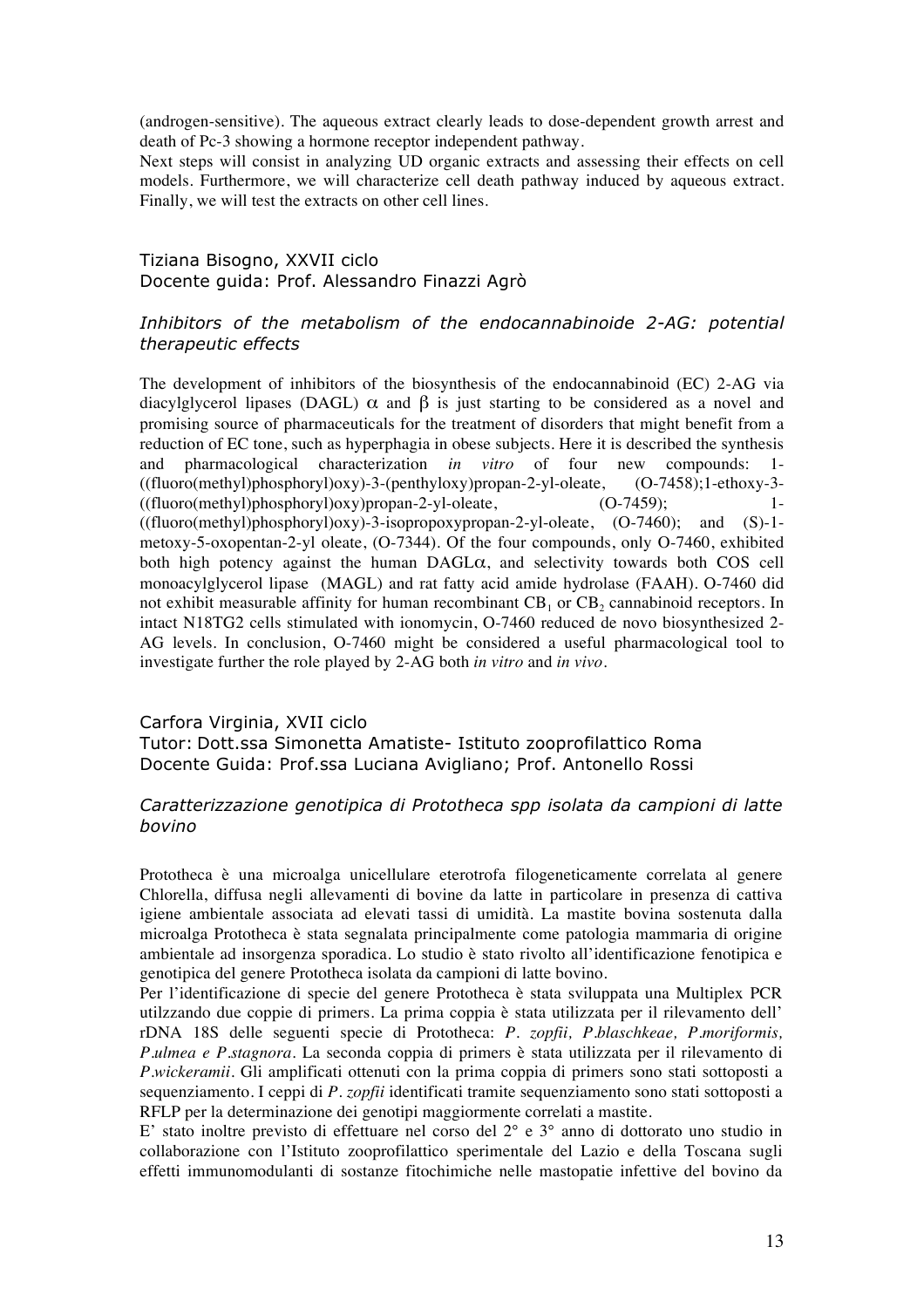(androgen-sensitive). The aqueous extract clearly leads to dose-dependent growth arrest and death of Pc-3 showing a hormone receptor independent pathway.
Next steps will consist in analyzing UD organic extracts and assessing their effects on cell models. Furthermore, we will characterize cell death pathway induced by aqueous extract. Finally, we will test the extracts on other cell lines.

Tiziana Bisogno, XXVII ciclo
Docente guida: Prof. Alessandro Finazzi Agrò

*Inhibitors of the metabolism of the endocannabinoide 2-AG: potential therapeutic effects*

The development of inhibitors of the biosynthesis of the endocannabinoid (EC) 2-AG via diacylglycerol lipases (DAGL) $\alpha$ and $\beta$ is just starting to be considered as a novel and promising source of pharmaceuticals for the treatment of disorders that might benefit from a reduction of EC tone, such as hyperphagia in obese subjects. Here it is described the synthesis and pharmacological characterization *in vitro* of four new compounds: 1-((fluoro(methyl)phosphoryl)oxy)-3-(penthyloxy)propan-2-yl-oleate, (O-7458);1-ethoxy-3-((fluoro(methyl)phosphoryl)oxy)propan-2-yl-oleate, (O-7459); 1-((fluoro(methyl)phosphoryl)oxy)-3-isopropoxypropan-2-yl-oleate, (O-7460); and (S)-1-metoxy-5-oxopentan-2-yl oleate, (O-7344). Of the four compounds, only O-7460, exhibited both high potency against the human DAGL$\alpha$, and selectivity towards both COS cell monoacylglycerol lipase (MAGL) and rat fatty acid amide hydrolase (FAAH). O-7460 did not exhibit measurable affinity for human recombinant $CB_1$ or $CB_2$ cannabinoid receptors. In intact N18TG2 cells stimulated with ionomycin, O-7460 reduced de novo biosynthesized 2-AG levels. In conclusion, O-7460 might be considered a useful pharmacological tool to investigate further the role played by 2-AG both *in vitro* and *in vivo*.

Carfora Virginia, XVII ciclo
Tutor: Dott.ssa Simonetta Amatiste- Istituto zooprofilattico Roma
Docente Guida: Prof.ssa Luciana Avigliano; Prof. Antonello Rossi

*Caratterizzazione genotipica di Prototheca spp isolata da campioni di latte bovino*

Prototheca è una microalga unicellulare eterotrofa filogeneticamente correlata al genere Chlorella, diffusa negli allevamenti di bovine da latte in particolare in presenza di cattiva igiene ambientale associata ad elevati tassi di umidità. La mastite bovina sostenuta dalla microalga Prototheca è stata segnalata principalmente come patologia mammaria di origine ambientale ad insorgenza sporadica. Lo studio è stato rivolto all'identificazione fenotipica e genotipica del genere Prototheca isolata da campioni di latte bovino.
Per l'identificazione di specie del genere Prototheca è stata sviluppata una Multiplex PCR utilzzando due coppie di primers. La prima coppia è stata utilizzata per il rilevamento dell' rDNA 18S delle seguenti specie di Prototheca: *P. zopfii, P.blaschkeae, P.moriformis, P.ulmea e P.stagnora*. La seconda coppia di primers è stata utilizzata per il rilevamento di *P.wickeramii*. Gli amplificati ottenuti con la prima coppia di primers sono stati sottoposti a sequenziamento. I ceppi di *P. zopfii* identificati tramite sequenziamento sono stati sottoposti a RFLP per la determinazione dei genotipi maggiormente correlati a mastite.
E' stato inoltre previsto di effettuare nel corso del 2° e 3° anno di dottorato uno studio in collaborazione con l'Istituto zooprofilattico sperimentale del Lazio e della Toscana sugli effetti immunomodulanti di sostanze fitochimiche nelle mastopatie infettive del bovino da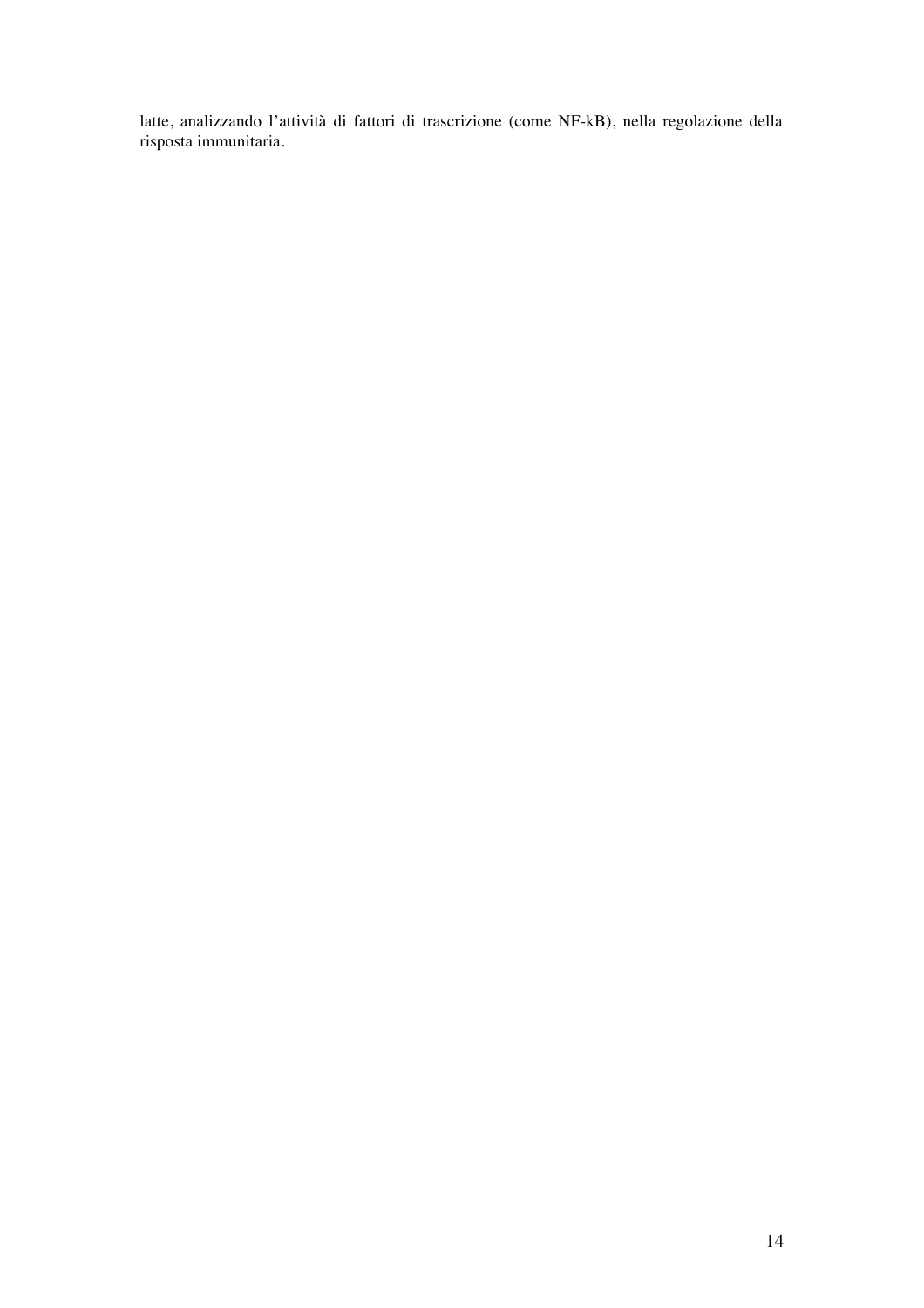latte, analizzando l’attività di fattori di trascrizione (come NF-kB), nella regolazione della risposta immunitaria.